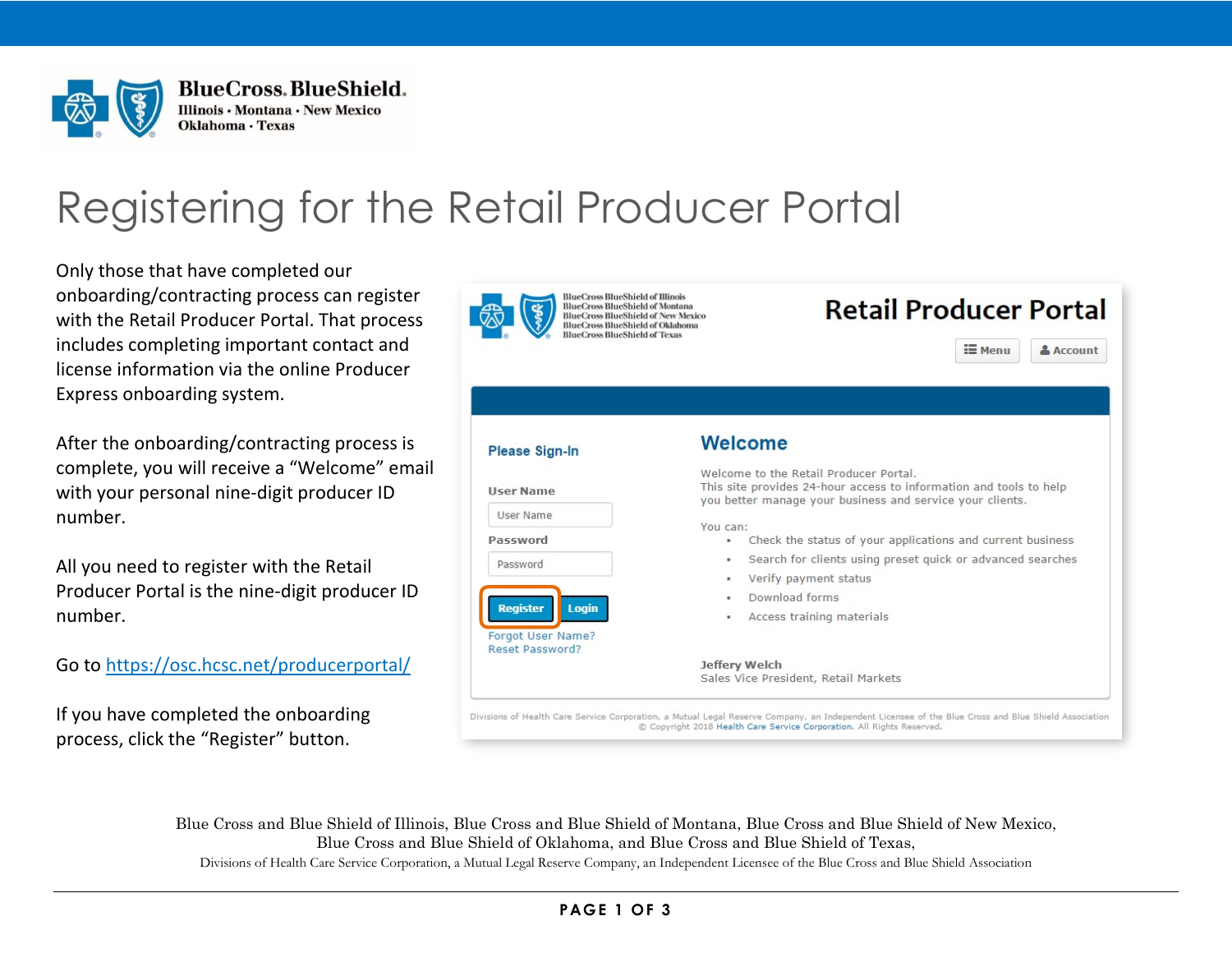# Registering for the Retail Producer Portal

Only those that have completed our onboarding/contracting process can register with the Retail Producer Portal. That process includes completing important contact and license information via the online Producer Express onboarding system.

After the onboarding/contracting process is complete, you will receive a "Welcome" email with your personal nine-digit producer ID number.

All you need to register with the Retail Producer Portal is the nine-digit producer ID number.

Go to https://osc.hcsc.net/producerportal/

If you have completed the onboarding process, click the "Register" button.

Blue Cross and Blue Shield of Illinois, Blue Cross and Blue Shield of Montana, Blue Cross and Blue Shield of New Mexico, Blue Cross and Blue Shield of Oklahoma, and Blue Cross and Blue Shield of Texas,
Divisions of Health Care Service Corporation, a Mutual Legal Reserve Company, an Independent Licensee of the Blue Cross and Blue Shield Association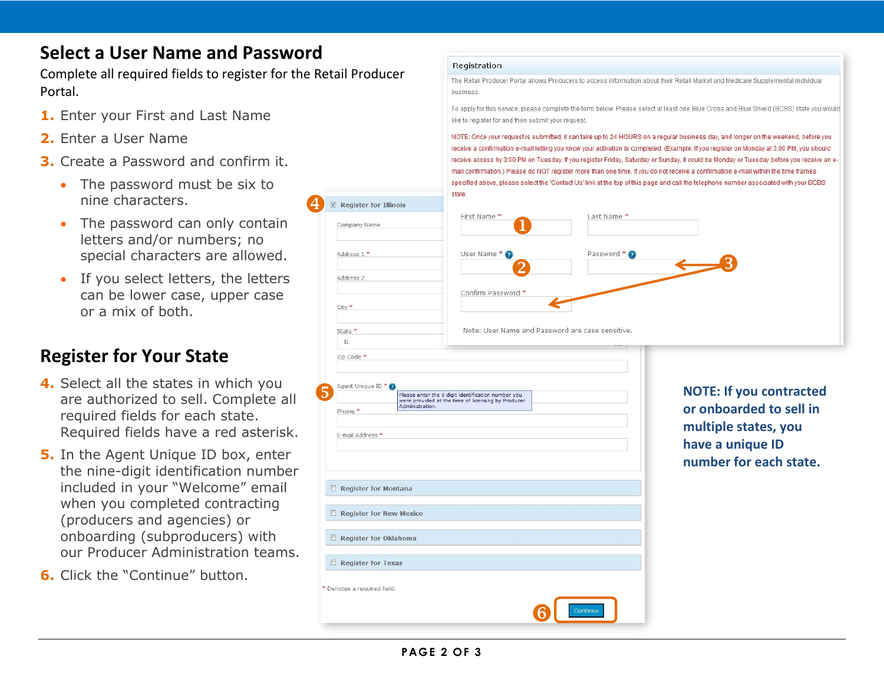## Select a User Name and Password

Complete all required fields to register for the Retail Producer Portal.

1. Enter your First and Last Name
2. Enter a User Name
3. Create a Password and confirm it.
   - The password must be six to nine characters.
   - The password can only contain letters and/or numbers; no special characters are allowed.
   - If you select letters, the letters can be lower case, upper case or a mix of both.

## Register for Your State

4. Select all the states in which you are authorized to sell. Complete all required fields for each state. Required fields have a red asterisk.
5. In the Agent Unique ID box, enter the nine-digit identification number included in your "Welcome" email when you completed contracting (producers and agencies) or onboarding (subproducers) with our Producer Administration teams.
6. Click the "Continue" button.

Registration

The Retail Producer Portal allows Producers to access information about their Retail Market and Medicare Supplemental Individual business.

To apply for this service, please complete the form below. Please select at least one Blue Cross and Blue Shield (BCBS) state you would like to register for and then submit your request.

NOTE: Once your request is submitted, it can take up to 24 HOURS on a regular business day, and longer on the weekend, before you receive a confirmation e-mail letting you know your activation is completed. (Example: If you register on Monday at 3:00 PM, you should receive access by 3:00 PM on Tuesday. If you register Friday, Saturday or Sunday, it could be Monday or Tuesday before you receive an e-mail confirmation.) Please do NOT register more than one time. If you do not receive a confirmation e-mail within the time frames specified above, please select the 'Contact Us' link at the top of this page and call the telephone number associated with your BCBS state.

First Name * ❶ Last Name *

User Name * ❷ Password * ❸

Confirm Password *

Note: User Name and Password are case sensitive.

④ ☑ Register for Illinois

Company Name

Address 1 *

Address 2

City *

State * IL

Zip Code *

⑤ Agent Unique ID * — Please enter the 9 digit identification number you were provided at the time of licensing by Producer Administration.

Phone *

E-mail Address *

☐ Register for Montana

☐ Register for New Mexico

☐ Register for Oklahoma

☐ Register for Texas

* Denotes a required field.

⑥ Continue

**NOTE: If you contracted or onboarded to sell in multiple states, you have a unique ID number for each state.**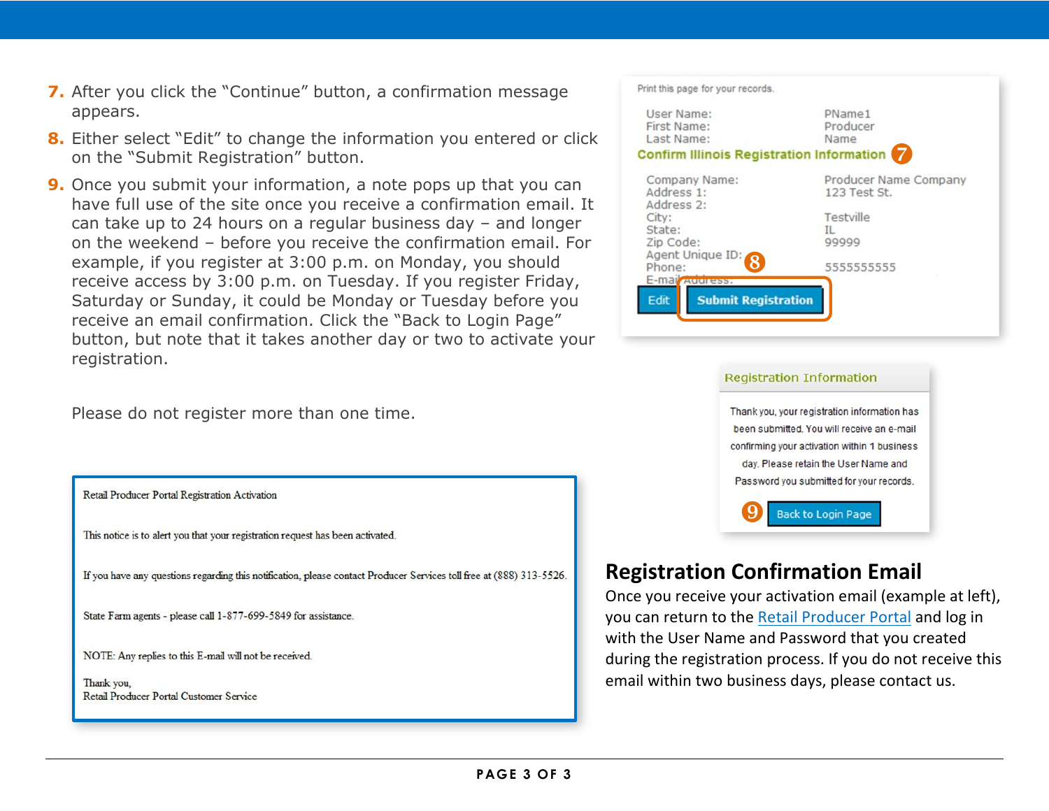7. After you click the "Continue" button, a confirmation message appears.
8. Either select "Edit" to change the information you entered or click on the "Submit Registration" button.
9. Once you submit your information, a note pops up that you can have full use of the site once you receive a confirmation email. It can take up to 24 hours on a regular business day – and longer on the weekend – before you receive the confirmation email. For example, if you register at 3:00 p.m. on Monday, you should receive access by 3:00 p.m. on Tuesday. If you register Friday, Saturday or Sunday, it could be Monday or Tuesday before you receive an email confirmation. Click the "Back to Login Page" button, but note that it takes another day or two to activate your registration.

Please do not register more than one time.

Print this page for your records.

User Name: PName1
First Name: Producer
Last Name: Name

Confirm Illinois Registration Information 7

Company Name: Producer Name Company
Address 1: 123 Test St.
Address 2:
City: Testville
State: IL
Zip Code: 99999
Agent Unique ID: 8
Phone: 5555555555
E-mail Address:

Edit | Submit Registration

Registration Information

Thank you, your registration information has been submitted. You will receive an e-mail confirming your activation within 1 business day. Please retain the User Name and Password you submitted for your records.

9 Back to Login Page

Retail Producer Portal Registration Activation

This notice is to alert you that your registration request has been activated.

If you have any questions regarding this notification, please contact Producer Services toll free at (888) 313-5526.

State Farm agents - please call 1-877-699-5849 for assistance.

NOTE: Any replies to this E-mail will not be received.

Thank you,
Retail Producer Portal Customer Service

## Registration Confirmation Email

Once you receive your activation email (example at left), you can return to the Retail Producer Portal and log in with the User Name and Password that you created during the registration process. If you do not receive this email within two business days, please contact us.